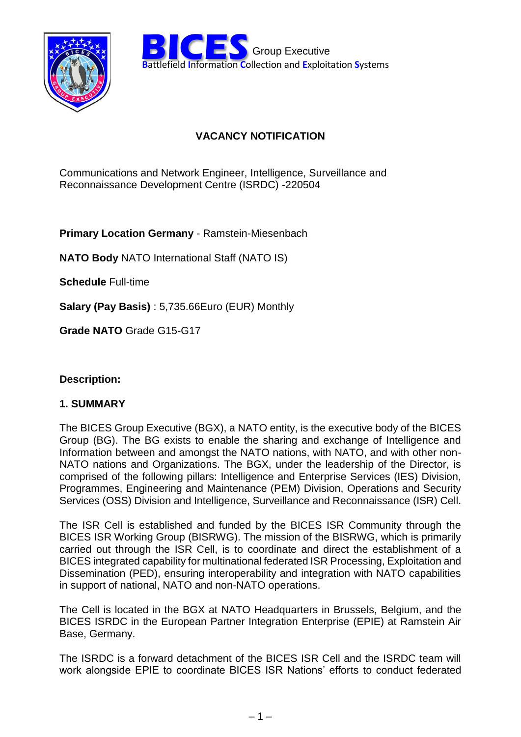**BICES** Group Executive
**B**attlefield **I**nformation **C**ollection and **E**xploitation **S**ystems

## VACANCY NOTIFICATION

Communications and Network Engineer, Intelligence, Surveillance and Reconnaissance Development Centre (ISRDC) -220504

**Primary Location Germany** - Ramstein-Miesenbach

**NATO Body** NATO International Staff (NATO IS)

**Schedule** Full-time

**Salary (Pay Basis)** : 5,735.66Euro (EUR) Monthly

**Grade NATO** Grade G15-G17

**Description:**

### 1. SUMMARY

The BICES Group Executive (BGX), a NATO entity, is the executive body of the BICES Group (BG). The BG exists to enable the sharing and exchange of Intelligence and Information between and amongst the NATO nations, with NATO, and with other non-NATO nations and Organizations. The BGX, under the leadership of the Director, is comprised of the following pillars: Intelligence and Enterprise Services (IES) Division, Programmes, Engineering and Maintenance (PEM) Division, Operations and Security Services (OSS) Division and Intelligence, Surveillance and Reconnaissance (ISR) Cell.

The ISR Cell is established and funded by the BICES ISR Community through the BICES ISR Working Group (BISRWG). The mission of the BISRWG, which is primarily carried out through the ISR Cell, is to coordinate and direct the establishment of a BICES integrated capability for multinational federated ISR Processing, Exploitation and Dissemination (PED), ensuring interoperability and integration with NATO capabilities in support of national, NATO and non-NATO operations.

The Cell is located in the BGX at NATO Headquarters in Brussels, Belgium, and the BICES ISRDC in the European Partner Integration Enterprise (EPIE) at Ramstein Air Base, Germany.

The ISRDC is a forward detachment of the BICES ISR Cell and the ISRDC team will work alongside EPIE to coordinate BICES ISR Nations' efforts to conduct federated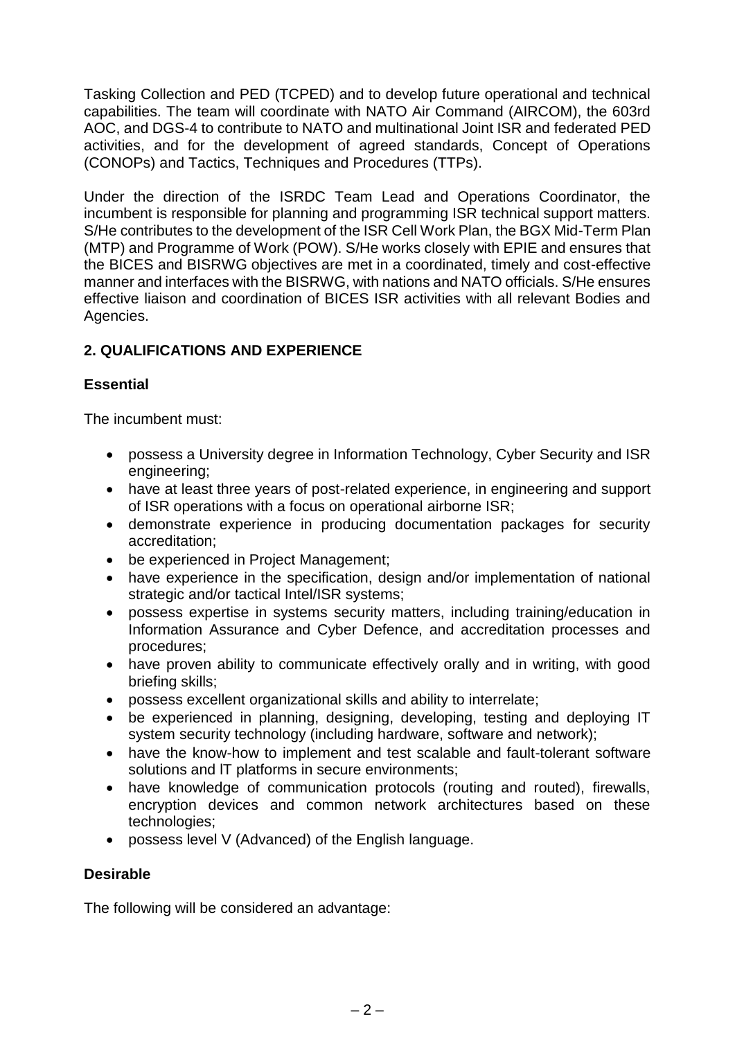Tasking Collection and PED (TCPED) and to develop future operational and technical capabilities. The team will coordinate with NATO Air Command (AIRCOM), the 603rd AOC, and DGS-4 to contribute to NATO and multinational Joint ISR and federated PED activities, and for the development of agreed standards, Concept of Operations (CONOPs) and Tactics, Techniques and Procedures (TTPs).

Under the direction of the ISRDC Team Lead and Operations Coordinator, the incumbent is responsible for planning and programming ISR technical support matters. S/He contributes to the development of the ISR Cell Work Plan, the BGX Mid-Term Plan (MTP) and Programme of Work (POW). S/He works closely with EPIE and ensures that the BICES and BISRWG objectives are met in a coordinated, timely and cost-effective manner and interfaces with the BISRWG, with nations and NATO officials. S/He ensures effective liaison and coordination of BICES ISR activities with all relevant Bodies and Agencies.

## 2. QUALIFICATIONS AND EXPERIENCE

### Essential

The incumbent must:

- possess a University degree in Information Technology, Cyber Security and ISR engineering;
- have at least three years of post-related experience, in engineering and support of ISR operations with a focus on operational airborne ISR;
- demonstrate experience in producing documentation packages for security accreditation;
- be experienced in Project Management;
- have experience in the specification, design and/or implementation of national strategic and/or tactical Intel/ISR systems;
- possess expertise in systems security matters, including training/education in Information Assurance and Cyber Defence, and accreditation processes and procedures;
- have proven ability to communicate effectively orally and in writing, with good briefing skills;
- possess excellent organizational skills and ability to interrelate;
- be experienced in planning, designing, developing, testing and deploying IT system security technology (including hardware, software and network);
- have the know-how to implement and test scalable and fault-tolerant software solutions and IT platforms in secure environments;
- have knowledge of communication protocols (routing and routed), firewalls, encryption devices and common network architectures based on these technologies;
- possess level V (Advanced) of the English language.

### Desirable

The following will be considered an advantage: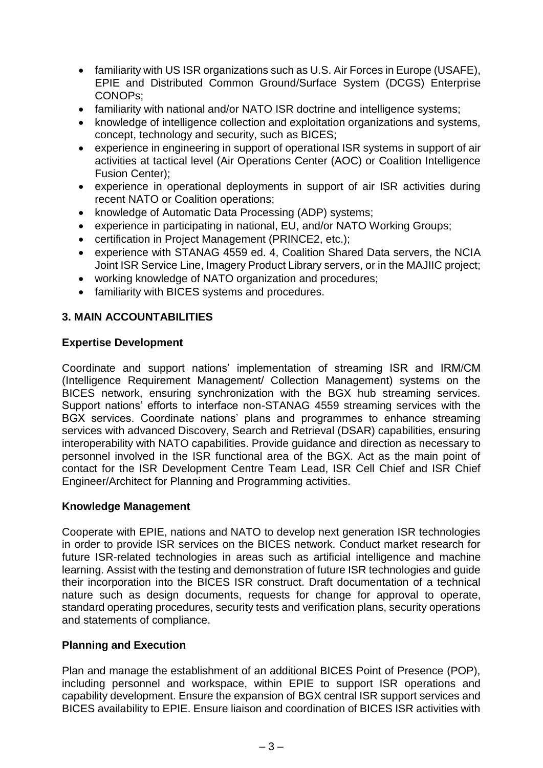- familiarity with US ISR organizations such as U.S. Air Forces in Europe (USAFE), EPIE and Distributed Common Ground/Surface System (DCGS) Enterprise CONOPs;
- familiarity with national and/or NATO ISR doctrine and intelligence systems;
- knowledge of intelligence collection and exploitation organizations and systems, concept, technology and security, such as BICES;
- experience in engineering in support of operational ISR systems in support of air activities at tactical level (Air Operations Center (AOC) or Coalition Intelligence Fusion Center);
- experience in operational deployments in support of air ISR activities during recent NATO or Coalition operations;
- knowledge of Automatic Data Processing (ADP) systems;
- experience in participating in national, EU, and/or NATO Working Groups;
- certification in Project Management (PRINCE2, etc.);
- experience with STANAG 4559 ed. 4, Coalition Shared Data servers, the NCIA Joint ISR Service Line, Imagery Product Library servers, or in the MAJIIC project;
- working knowledge of NATO organization and procedures;
- familiarity with BICES systems and procedures.

## 3. MAIN ACCOUNTABILITIES

### Expertise Development

Coordinate and support nations' implementation of streaming ISR and IRM/CM (Intelligence Requirement Management/ Collection Management) systems on the BICES network, ensuring synchronization with the BGX hub streaming services. Support nations' efforts to interface non-STANAG 4559 streaming services with the BGX services. Coordinate nations' plans and programmes to enhance streaming services with advanced Discovery, Search and Retrieval (DSAR) capabilities, ensuring interoperability with NATO capabilities. Provide guidance and direction as necessary to personnel involved in the ISR functional area of the BGX. Act as the main point of contact for the ISR Development Centre Team Lead, ISR Cell Chief and ISR Chief Engineer/Architect for Planning and Programming activities.

### Knowledge Management

Cooperate with EPIE, nations and NATO to develop next generation ISR technologies in order to provide ISR services on the BICES network. Conduct market research for future ISR-related technologies in areas such as artificial intelligence and machine learning. Assist with the testing and demonstration of future ISR technologies and guide their incorporation into the BICES ISR construct. Draft documentation of a technical nature such as design documents, requests for change for approval to operate, standard operating procedures, security tests and verification plans, security operations and statements of compliance.

### Planning and Execution

Plan and manage the establishment of an additional BICES Point of Presence (POP), including personnel and workspace, within EPIE to support ISR operations and capability development. Ensure the expansion of BGX central ISR support services and BICES availability to EPIE. Ensure liaison and coordination of BICES ISR activities with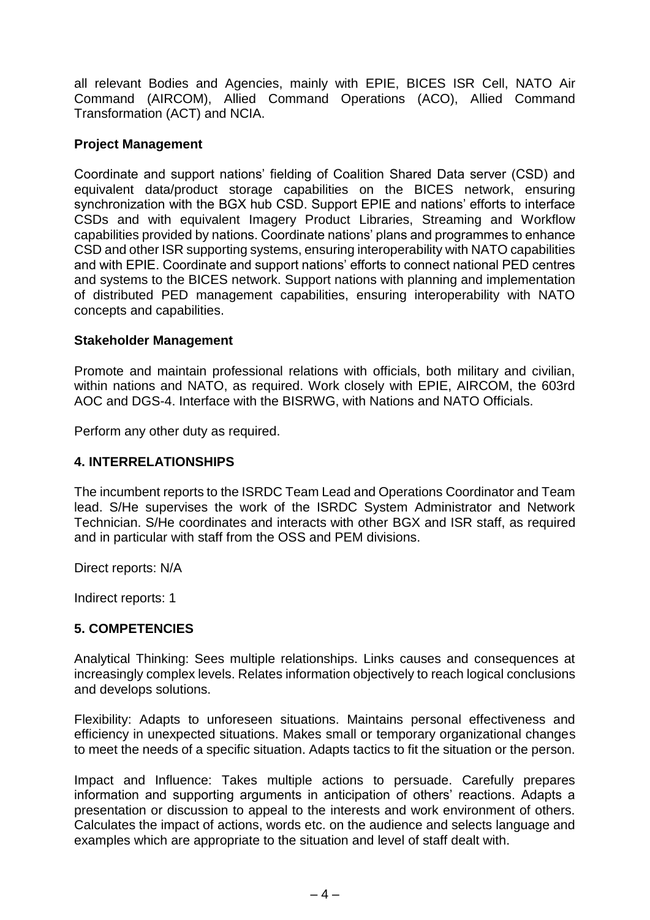all relevant Bodies and Agencies, mainly with EPIE, BICES ISR Cell, NATO Air Command (AIRCOM), Allied Command Operations (ACO), Allied Command Transformation (ACT) and NCIA.

**Project Management**

Coordinate and support nations' fielding of Coalition Shared Data server (CSD) and equivalent data/product storage capabilities on the BICES network, ensuring synchronization with the BGX hub CSD. Support EPIE and nations' efforts to interface CSDs and with equivalent Imagery Product Libraries, Streaming and Workflow capabilities provided by nations. Coordinate nations' plans and programmes to enhance CSD and other ISR supporting systems, ensuring interoperability with NATO capabilities and with EPIE. Coordinate and support nations' efforts to connect national PED centres and systems to the BICES network. Support nations with planning and implementation of distributed PED management capabilities, ensuring interoperability with NATO concepts and capabilities.

**Stakeholder Management**

Promote and maintain professional relations with officials, both military and civilian, within nations and NATO, as required. Work closely with EPIE, AIRCOM, the 603rd AOC and DGS-4. Interface with the BISRWG, with Nations and NATO Officials.

Perform any other duty as required.

## 4. INTERRELATIONSHIPS

The incumbent reports to the ISRDC Team Lead and Operations Coordinator and Team lead. S/He supervises the work of the ISRDC System Administrator and Network Technician. S/He coordinates and interacts with other BGX and ISR staff, as required and in particular with staff from the OSS and PEM divisions.

Direct reports: N/A

Indirect reports: 1

## 5. COMPETENCIES

Analytical Thinking: Sees multiple relationships. Links causes and consequences at increasingly complex levels. Relates information objectively to reach logical conclusions and develops solutions.

Flexibility: Adapts to unforeseen situations. Maintains personal effectiveness and efficiency in unexpected situations. Makes small or temporary organizational changes to meet the needs of a specific situation. Adapts tactics to fit the situation or the person.

Impact and Influence: Takes multiple actions to persuade. Carefully prepares information and supporting arguments in anticipation of others' reactions. Adapts a presentation or discussion to appeal to the interests and work environment of others. Calculates the impact of actions, words etc. on the audience and selects language and examples which are appropriate to the situation and level of staff dealt with.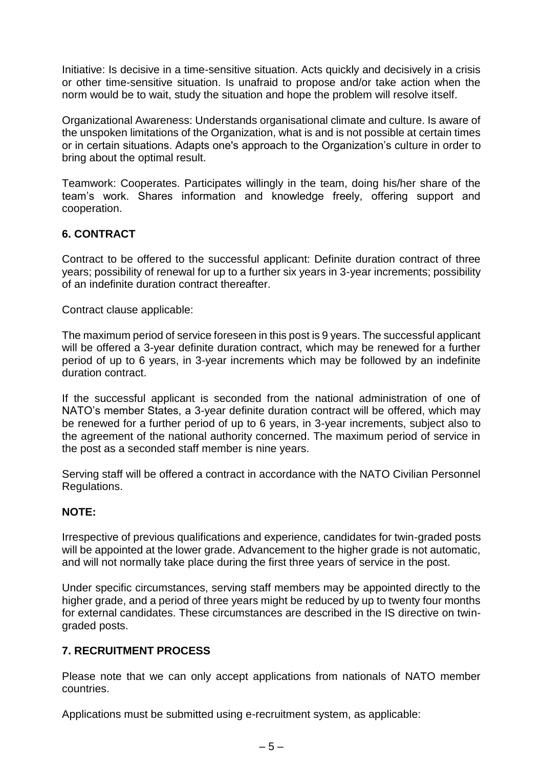Initiative: Is decisive in a time-sensitive situation. Acts quickly and decisively in a crisis or other time-sensitive situation. Is unafraid to propose and/or take action when the norm would be to wait, study the situation and hope the problem will resolve itself.

Organizational Awareness: Understands organisational climate and culture. Is aware of the unspoken limitations of the Organization, what is and is not possible at certain times or in certain situations. Adapts one's approach to the Organization's culture in order to bring about the optimal result.

Teamwork: Cooperates. Participates willingly in the team, doing his/her share of the team's work. Shares information and knowledge freely, offering support and cooperation.

## 6. CONTRACT

Contract to be offered to the successful applicant: Definite duration contract of three years; possibility of renewal for up to a further six years in 3-year increments; possibility of an indefinite duration contract thereafter.

Contract clause applicable:

The maximum period of service foreseen in this post is 9 years. The successful applicant will be offered a 3-year definite duration contract, which may be renewed for a further period of up to 6 years, in 3-year increments which may be followed by an indefinite duration contract.

If the successful applicant is seconded from the national administration of one of NATO's member States, a 3-year definite duration contract will be offered, which may be renewed for a further period of up to 6 years, in 3-year increments, subject also to the agreement of the national authority concerned. The maximum period of service in the post as a seconded staff member is nine years.

Serving staff will be offered a contract in accordance with the NATO Civilian Personnel Regulations.

**NOTE:**

Irrespective of previous qualifications and experience, candidates for twin-graded posts will be appointed at the lower grade. Advancement to the higher grade is not automatic, and will not normally take place during the first three years of service in the post.

Under specific circumstances, serving staff members may be appointed directly to the higher grade, and a period of three years might be reduced by up to twenty four months for external candidates. These circumstances are described in the IS directive on twin-graded posts.

## 7. RECRUITMENT PROCESS

Please note that we can only accept applications from nationals of NATO member countries.

Applications must be submitted using e-recruitment system, as applicable: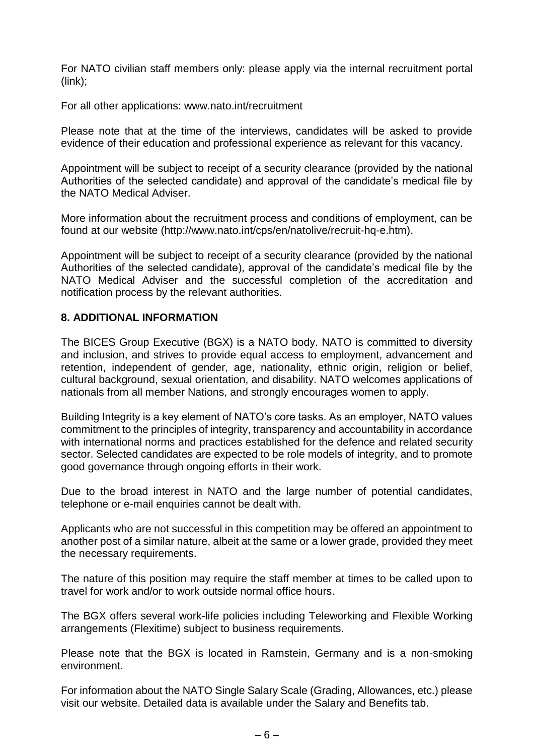For NATO civilian staff members only: please apply via the internal recruitment portal (link);

For all other applications: www.nato.int/recruitment

Please note that at the time of the interviews, candidates will be asked to provide evidence of their education and professional experience as relevant for this vacancy.

Appointment will be subject to receipt of a security clearance (provided by the national Authorities of the selected candidate) and approval of the candidate's medical file by the NATO Medical Adviser.

More information about the recruitment process and conditions of employment, can be found at our website (http://www.nato.int/cps/en/natolive/recruit-hq-e.htm).

Appointment will be subject to receipt of a security clearance (provided by the national Authorities of the selected candidate), approval of the candidate's medical file by the NATO Medical Adviser and the successful completion of the accreditation and notification process by the relevant authorities.

## 8. ADDITIONAL INFORMATION

The BICES Group Executive (BGX) is a NATO body. NATO is committed to diversity and inclusion, and strives to provide equal access to employment, advancement and retention, independent of gender, age, nationality, ethnic origin, religion or belief, cultural background, sexual orientation, and disability. NATO welcomes applications of nationals from all member Nations, and strongly encourages women to apply.

Building Integrity is a key element of NATO's core tasks. As an employer, NATO values commitment to the principles of integrity, transparency and accountability in accordance with international norms and practices established for the defence and related security sector. Selected candidates are expected to be role models of integrity, and to promote good governance through ongoing efforts in their work.

Due to the broad interest in NATO and the large number of potential candidates, telephone or e-mail enquiries cannot be dealt with.

Applicants who are not successful in this competition may be offered an appointment to another post of a similar nature, albeit at the same or a lower grade, provided they meet the necessary requirements.

The nature of this position may require the staff member at times to be called upon to travel for work and/or to work outside normal office hours.

The BGX offers several work-life policies including Teleworking and Flexible Working arrangements (Flexitime) subject to business requirements.

Please note that the BGX is located in Ramstein, Germany and is a non-smoking environment.

For information about the NATO Single Salary Scale (Grading, Allowances, etc.) please visit our website. Detailed data is available under the Salary and Benefits tab.